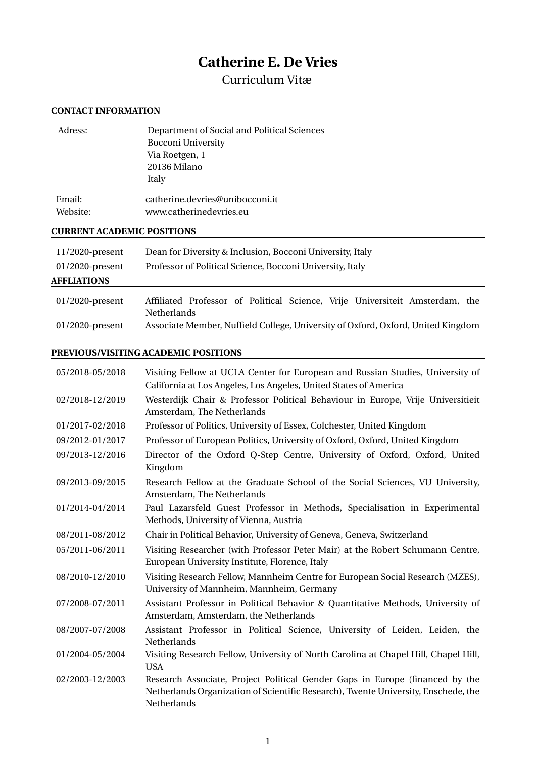# Catherine E. De Vries

Curriculum Vitæ

## CONTACT INFORMATION

| | |
|---|---|
| Adress: | Department of Social and Political Sciences<br>Bocconi University<br>Via Roetgen, 1<br>20136 Milano<br>Italy |
| Email: | catherine.devries@unibocconi.it |
| Website: | www.catherinedevries.eu |

## CURRENT ACADEMIC POSITIONS

| | |
|---|---|
| 11/2020-present | Dean for Diversity & Inclusion, Bocconi University, Italy |
| 01/2020-present | Professor of Political Science, Bocconi University, Italy |

## AFFLIATIONS

| | |
|---|---|
| 01/2020-present | Affiliated Professor of Political Science, Vrije Universiteit Amsterdam, the Netherlands |
| 01/2020-present | Associate Member, Nuffield College, University of Oxford, Oxford, United Kingdom |

## PREVIOUS/VISITING ACADEMIC POSITIONS

| | |
|---|---|
| 05/2018-05/2018 | Visiting Fellow at UCLA Center for European and Russian Studies, University of California at Los Angeles, Los Angeles, United States of America |
| 02/2018-12/2019 | Westerdijk Chair & Professor Political Behaviour in Europe, Vrije Universitieit Amsterdam, The Netherlands |
| 01/2017-02/2018 | Professor of Politics, University of Essex, Colchester, United Kingdom |
| 09/2012-01/2017 | Professor of European Politics, University of Oxford, Oxford, United Kingdom |
| 09/2013-12/2016 | Director of the Oxford Q-Step Centre, University of Oxford, Oxford, United Kingdom |
| 09/2013-09/2015 | Research Fellow at the Graduate School of the Social Sciences, VU University, Amsterdam, The Netherlands |
| 01/2014-04/2014 | Paul Lazarsfeld Guest Professor in Methods, Specialisation in Experimental Methods, University of Vienna, Austria |
| 08/2011-08/2012 | Chair in Political Behavior, University of Geneva, Geneva, Switzerland |
| 05/2011-06/2011 | Visiting Researcher (with Professor Peter Mair) at the Robert Schumann Centre, European University Institute, Florence, Italy |
| 08/2010-12/2010 | Visiting Research Fellow, Mannheim Centre for European Social Research (MZES), University of Mannheim, Mannheim, Germany |
| 07/2008-07/2011 | Assistant Professor in Political Behavior & Quantitative Methods, University of Amsterdam, Amsterdam, the Netherlands |
| 08/2007-07/2008 | Assistant Professor in Political Science, University of Leiden, Leiden, the Netherlands |
| 01/2004-05/2004 | Visiting Research Fellow, University of North Carolina at Chapel Hill, Chapel Hill, USA |
| 02/2003-12/2003 | Research Associate, Project Political Gender Gaps in Europe (financed by the Netherlands Organization of Scientific Research), Twente University, Enschede, the Netherlands |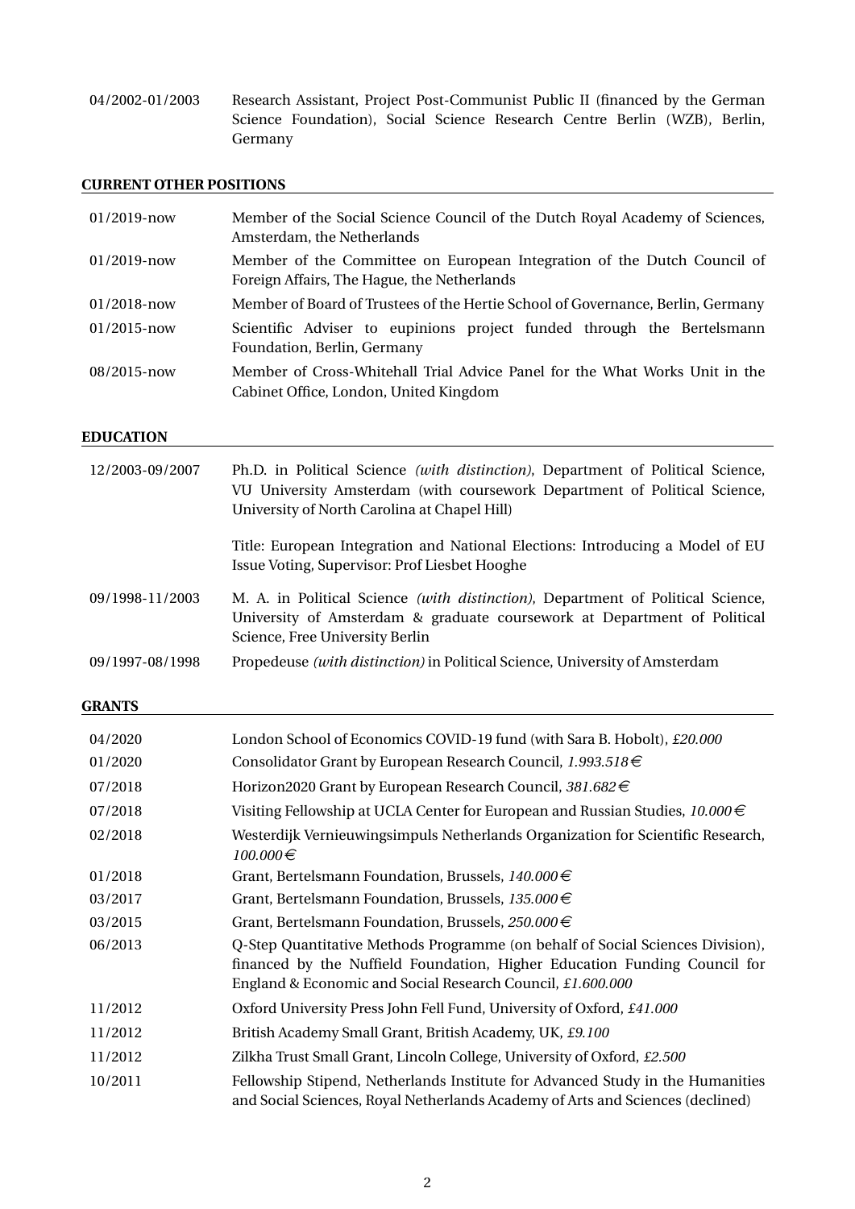| | |
|---|---|
| 04/2002-01/2003 | Research Assistant, Project Post-Communist Public II (financed by the German Science Foundation), Social Science Research Centre Berlin (WZB), Berlin, Germany |

## CURRENT OTHER POSITIONS

| | |
|---|---|
| 01/2019-now | Member of the Social Science Council of the Dutch Royal Academy of Sciences, Amsterdam, the Netherlands |
| 01/2019-now | Member of the Committee on European Integration of the Dutch Council of Foreign Affairs, The Hague, the Netherlands |
| 01/2018-now | Member of Board of Trustees of the Hertie School of Governance, Berlin, Germany |
| 01/2015-now | Scientific Adviser to eupinions project funded through the Bertelsmann Foundation, Berlin, Germany |
| 08/2015-now | Member of Cross-Whitehall Trial Advice Panel for the What Works Unit in the Cabinet Office, London, United Kingdom |

## EDUCATION

| | |
|---|---|
| 12/2003-09/2007 | Ph.D. in Political Science *(with distinction)*, Department of Political Science, VU University Amsterdam (with coursework Department of Political Science, University of North Carolina at Chapel Hill)<br><br>Title: European Integration and National Elections: Introducing a Model of EU Issue Voting, Supervisor: Prof Liesbet Hooghe |
| 09/1998-11/2003 | M. A. in Political Science *(with distinction)*, Department of Political Science, University of Amsterdam & graduate coursework at Department of Political Science, Free University Berlin |
| 09/1997-08/1998 | Propedeuse *(with distinction)* in Political Science, University of Amsterdam |

## GRANTS

| | |
|---|---|
| 04/2020 | London School of Economics COVID-19 fund (with Sara B. Hobolt), *£20.000* |
| 01/2020 | Consolidator Grant by European Research Council, *1.993.518€* |
| 07/2018 | Horizon2020 Grant by European Research Council, *381.682€* |
| 07/2018 | Visiting Fellowship at UCLA Center for European and Russian Studies, *10.000€* |
| 02/2018 | Westerdijk Vernieuwingsimpuls Netherlands Organization for Scientific Research, *100.000€* |
| 01/2018 | Grant, Bertelsmann Foundation, Brussels, *140.000€* |
| 03/2017 | Grant, Bertelsmann Foundation, Brussels, *135.000€* |
| 03/2015 | Grant, Bertelsmann Foundation, Brussels, *250.000€* |
| 06/2013 | Q-Step Quantitative Methods Programme (on behalf of Social Sciences Division), financed by the Nuffield Foundation, Higher Education Funding Council for England & Economic and Social Research Council, *£1.600.000* |
| 11/2012 | Oxford University Press John Fell Fund, University of Oxford, *£41.000* |
| 11/2012 | British Academy Small Grant, British Academy, UK, *£9.100* |
| 11/2012 | Zilkha Trust Small Grant, Lincoln College, University of Oxford, *£2.500* |
| 10/2011 | Fellowship Stipend, Netherlands Institute for Advanced Study in the Humanities and Social Sciences, Royal Netherlands Academy of Arts and Sciences (declined) |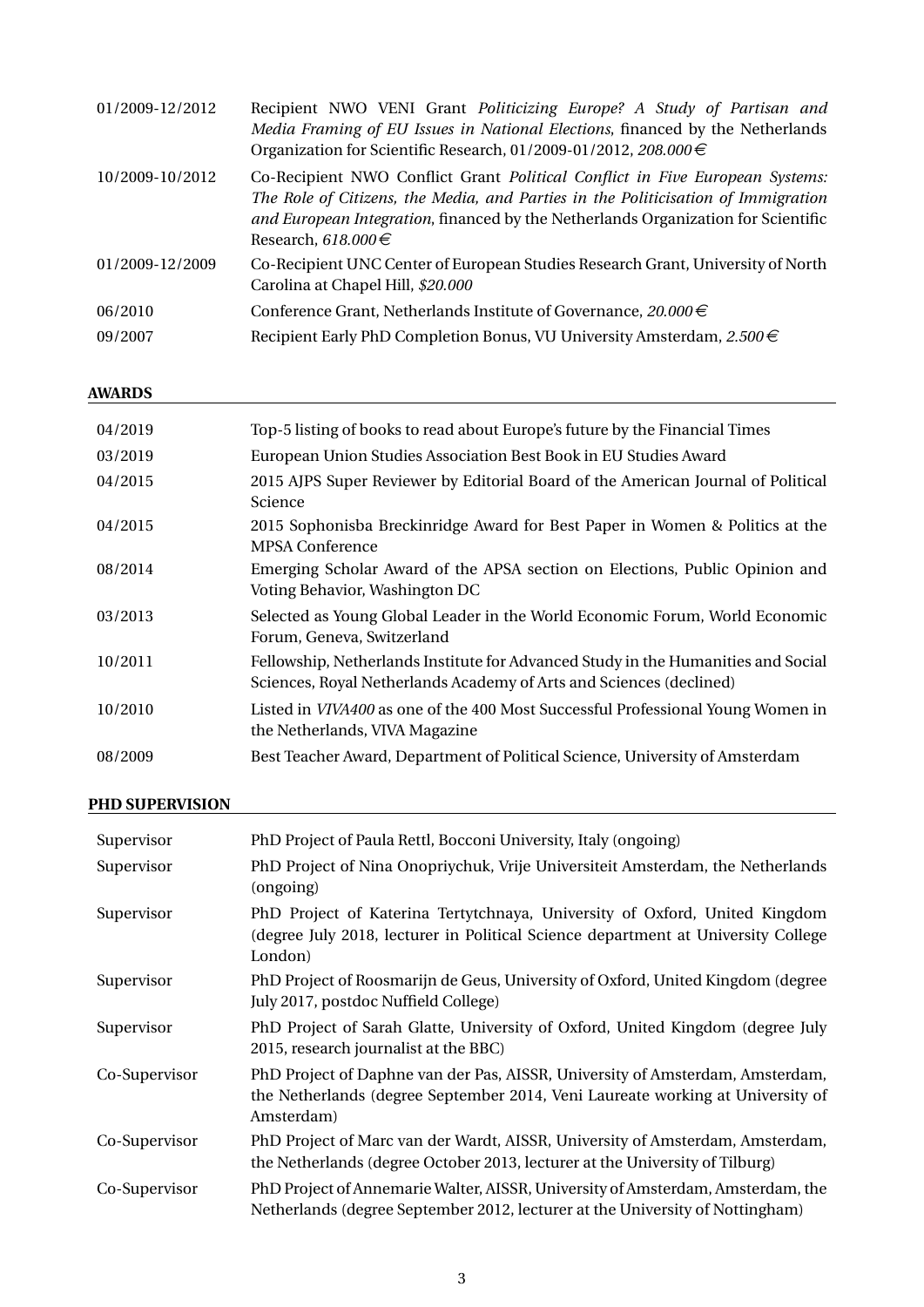| | |
|---|---|
| 01/2009-12/2012 | Recipient NWO VENI Grant *Politicizing Europe? A Study of Partisan and Media Framing of EU Issues in National Elections*, financed by the Netherlands Organization for Scientific Research, 01/2009-01/2012, *208.000€* |
| 10/2009-10/2012 | Co-Recipient NWO Conflict Grant *Political Conflict in Five European Systems: The Role of Citizens, the Media, and Parties in the Politicisation of Immigration and European Integration*, financed by the Netherlands Organization for Scientific Research, *618.000€* |
| 01/2009-12/2009 | Co-Recipient UNC Center of European Studies Research Grant, University of North Carolina at Chapel Hill, *$20.000* |
| 06/2010 | Conference Grant, Netherlands Institute of Governance, *20.000€* |
| 09/2007 | Recipient Early PhD Completion Bonus, VU University Amsterdam, *2.500€* |

## AWARDS

| | |
|---|---|
| 04/2019 | Top-5 listing of books to read about Europe's future by the Financial Times |
| 03/2019 | European Union Studies Association Best Book in EU Studies Award |
| 04/2015 | 2015 AJPS Super Reviewer by Editorial Board of the American Journal of Political Science |
| 04/2015 | 2015 Sophonisba Breckinridge Award for Best Paper in Women & Politics at the MPSA Conference |
| 08/2014 | Emerging Scholar Award of the APSA section on Elections, Public Opinion and Voting Behavior, Washington DC |
| 03/2013 | Selected as Young Global Leader in the World Economic Forum, World Economic Forum, Geneva, Switzerland |
| 10/2011 | Fellowship, Netherlands Institute for Advanced Study in the Humanities and Social Sciences, Royal Netherlands Academy of Arts and Sciences (declined) |
| 10/2010 | Listed in *VIVA400* as one of the 400 Most Successful Professional Young Women in the Netherlands, VIVA Magazine |
| 08/2009 | Best Teacher Award, Department of Political Science, University of Amsterdam |

## PHD SUPERVISION

| | |
|---|---|
| Supervisor | PhD Project of Paula Rettl, Bocconi University, Italy (ongoing) |
| Supervisor | PhD Project of Nina Onopriychuk, Vrije Universiteit Amsterdam, the Netherlands (ongoing) |
| Supervisor | PhD Project of Katerina Tertytchnaya, University of Oxford, United Kingdom (degree July 2018, lecturer in Political Science department at University College London) |
| Supervisor | PhD Project of Roosmarijn de Geus, University of Oxford, United Kingdom (degree July 2017, postdoc Nuffield College) |
| Supervisor | PhD Project of Sarah Glatte, University of Oxford, United Kingdom (degree July 2015, research journalist at the BBC) |
| Co-Supervisor | PhD Project of Daphne van der Pas, AISSR, University of Amsterdam, Amsterdam, the Netherlands (degree September 2014, Veni Laureate working at University of Amsterdam) |
| Co-Supervisor | PhD Project of Marc van der Wardt, AISSR, University of Amsterdam, Amsterdam, the Netherlands (degree October 2013, lecturer at the University of Tilburg) |
| Co-Supervisor | PhD Project of Annemarie Walter, AISSR, University of Amsterdam, Amsterdam, the Netherlands (degree September 2012, lecturer at the University of Nottingham) |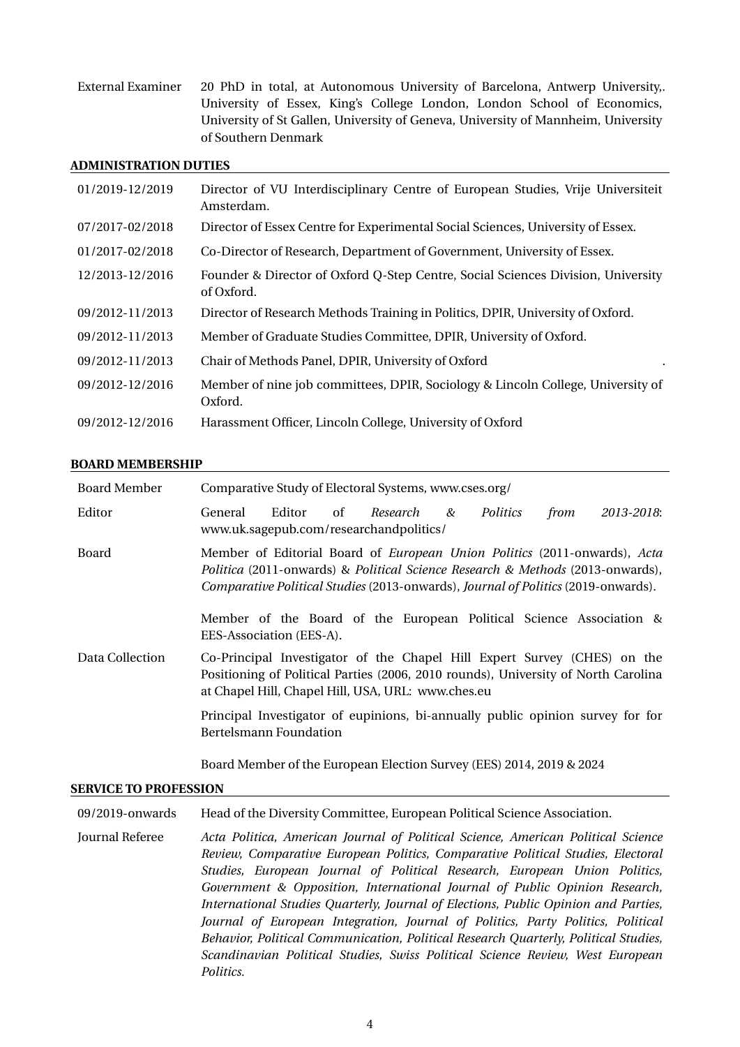| | |
|---|---|
| External Examiner | 20 PhD in total, at Autonomous University of Barcelona, Antwerp University,. University of Essex, King's College London, London School of Economics, University of St Gallen, University of Geneva, University of Mannheim, University of Southern Denmark |

## ADMINISTRATION DUTIES

| | |
|---|---|
| 01/2019-12/2019 | Director of VU Interdisciplinary Centre of European Studies, Vrije Universiteit Amsterdam. |
| 07/2017-02/2018 | Director of Essex Centre for Experimental Social Sciences, University of Essex. |
| 01/2017-02/2018 | Co-Director of Research, Department of Government, University of Essex. |
| 12/2013-12/2016 | Founder & Director of Oxford Q-Step Centre, Social Sciences Division, University of Oxford. |
| 09/2012-11/2013 | Director of Research Methods Training in Politics, DPIR, University of Oxford. |
| 09/2012-11/2013 | Member of Graduate Studies Committee, DPIR, University of Oxford. |
| 09/2012-11/2013 | Chair of Methods Panel, DPIR, University of Oxford . |
| 09/2012-12/2016 | Member of nine job committees, DPIR, Sociology & Lincoln College, University of Oxford. |
| 09/2012-12/2016 | Harassment Officer, Lincoln College, University of Oxford |

## BOARD MEMBERSHIP

| | |
|---|---|
| Board Member | Comparative Study of Electoral Systems, www.cses.org/ |
| Editor | General Editor of *Research & Politics* from *2013-2018*: www.uk.sagepub.com/researchandpolitics/ |
| Board | Member of Editorial Board of *European Union Politics* (2011-onwards), *Acta Politica* (2011-onwards) & *Political Science Research & Methods* (2013-onwards), *Comparative Political Studies* (2013-onwards), *Journal of Politics* (2019-onwards). |
| | Member of the Board of the European Political Science Association & EES-Association (EES-A). |
| Data Collection | Co-Principal Investigator of the Chapel Hill Expert Survey (CHES) on the Positioning of Political Parties (2006, 2010 rounds), University of North Carolina at Chapel Hill, Chapel Hill, USA, URL: www.ches.eu |
| | Principal Investigator of eupinions, bi-annually public opinion survey for for Bertelsmann Foundation |
| | Board Member of the European Election Survey (EES) 2014, 2019 & 2024 |

## SERVICE TO PROFESSION

| | |
|---|---|
| 09/2019-onwards | Head of the Diversity Committee, European Political Science Association. |
| Journal Referee | *Acta Politica, American Journal of Political Science, American Political Science Review, Comparative European Politics, Comparative Political Studies, Electoral Studies, European Journal of Political Research, European Union Politics, Government & Opposition, International Journal of Public Opinion Research, International Studies Quarterly, Journal of Elections, Public Opinion and Parties, Journal of European Integration, Journal of Politics, Party Politics, Political Behavior, Political Communication, Political Research Quarterly, Political Studies, Scandinavian Political Studies, Swiss Political Science Review, West European Politics.* |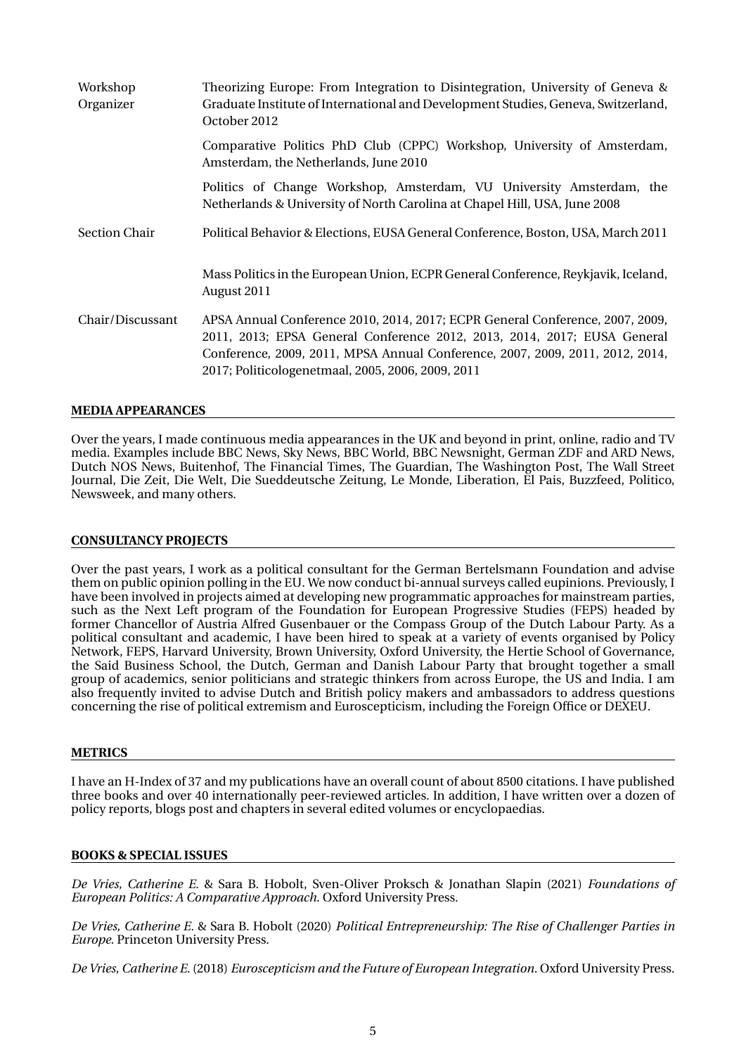| | |
|---|---|
| Workshop Organizer | Theorizing Europe: From Integration to Disintegration, University of Geneva & Graduate Institute of International and Development Studies, Geneva, Switzerland, October 2012 |
| | Comparative Politics PhD Club (CPPC) Workshop, University of Amsterdam, Amsterdam, the Netherlands, June 2010 |
| | Politics of Change Workshop, Amsterdam, VU University Amsterdam, the Netherlands & University of North Carolina at Chapel Hill, USA, June 2008 |
| Section Chair | Political Behavior & Elections, EUSA General Conference, Boston, USA, March 2011 |
| | Mass Politics in the European Union, ECPR General Conference, Reykjavik, Iceland, August 2011 |
| Chair/Discussant | APSA Annual Conference 2010, 2014, 2017; ECPR General Conference, 2007, 2009, 2011, 2013; EPSA General Conference 2012, 2013, 2014, 2017; EUSA General Conference, 2009, 2011, MPSA Annual Conference, 2007, 2009, 2011, 2012, 2014, 2017; Politicologenetmaal, 2005, 2006, 2009, 2011 |

**MEDIA APPEARANCES**

Over the years, I made continuous media appearances in the UK and beyond in print, online, radio and TV media. Examples include BBC News, Sky News, BBC World, BBC Newsnight, German ZDF and ARD News, Dutch NOS News, Buitenhof, The Financial Times, The Guardian, The Washington Post, The Wall Street Journal, Die Zeit, Die Welt, Die Sueddeutsche Zeitung, Le Monde, Liberation, El Pais, Buzzfeed, Politico, Newsweek, and many others.

**CONSULTANCY PROJECTS**

Over the past years, I work as a political consultant for the German Bertelsmann Foundation and advise them on public opinion polling in the EU. We now conduct bi-annual surveys called eupinions. Previously, I have been involved in projects aimed at developing new programmatic approaches for mainstream parties, such as the Next Left program of the Foundation for European Progressive Studies (FEPS) headed by former Chancellor of Austria Alfred Gusenbauer or the Compass Group of the Dutch Labour Party. As a political consultant and academic, I have been hired to speak at a variety of events organised by Policy Network, FEPS, Harvard University, Brown University, Oxford University, the Hertie School of Governance, the Said Business School, the Dutch, German and Danish Labour Party that brought together a small group of academics, senior politicians and strategic thinkers from across Europe, the US and India. I am also frequently invited to advise Dutch and British policy makers and ambassadors to address questions concerning the rise of political extremism and Euroscepticism, including the Foreign Office or DEXEU.

**METRICS**

I have an H-Index of 37 and my publications have an overall count of about 8500 citations. I have published three books and over 40 internationally peer-reviewed articles. In addition, I have written over a dozen of policy reports, blogs post and chapters in several edited volumes or encyclopaedias.

**BOOKS & SPECIAL ISSUES**

*De Vries, Catherine E.* & Sara B. Hobolt, Sven-Oliver Proksch & Jonathan Slapin (2021) *Foundations of European Politics: A Comparative Approach*. Oxford University Press.

*De Vries, Catherine E.* & Sara B. Hobolt (2020) *Political Entrepreneurship: The Rise of Challenger Parties in Europe*. Princeton University Press.

*De Vries, Catherine E.* (2018) *Euroscepticism and the Future of European Integration*. Oxford University Press.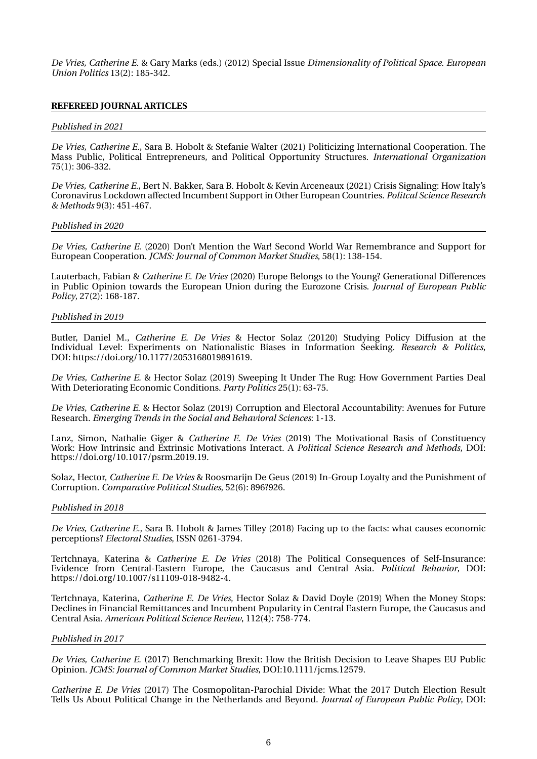*De Vries, Catherine E.* & Gary Marks (eds.) (2012) Special Issue *Dimensionality of Political Space*. *European Union Politics* 13(2): 185-342.

## REFEREED JOURNAL ARTICLES

### *Published in 2021*

*De Vries, Catherine E.*, Sara B. Hobolt & Stefanie Walter (2021) Politicizing International Cooperation. The Mass Public, Political Entrepreneurs, and Political Opportunity Structures. *International Organization* 75(1): 306-332.

*De Vries, Catherine E.*, Bert N. Bakker, Sara B. Hobolt & Kevin Arceneaux (2021) Crisis Signaling: How Italy's Coronavirus Lockdown affected Incumbent Support in Other European Countries. *Politcal Science Research & Methods* 9(3): 451-467.

### *Published in 2020*

*De Vries, Catherine E.* (2020) Don't Mention the War! Second World War Remembrance and Support for European Cooperation. *JCMS: Journal of Common Market Studies*, 58(1): 138-154.

Lauterbach, Fabian & *Catherine E. De Vries* (2020) Europe Belongs to the Young? Generational Differences in Public Opinion towards the European Union during the Eurozone Crisis. *Journal of European Public Policy*, 27(2): 168-187.

### *Published in 2019*

Butler, Daniel M., *Catherine E. De Vries* & Hector Solaz (20120) Studying Policy Diffusion at the Individual Level: Experiments on Nationalistic Biases in Information Seeking. *Research & Politics*, DOI: https://doi.org/10.1177/2053168019891619.

*De Vries, Catherine E.* & Hector Solaz (2019) Sweeping It Under The Rug: How Government Parties Deal With Deteriorating Economic Conditions. *Party Politics* 25(1): 63-75.

*De Vries, Catherine E.* & Hector Solaz (2019) Corruption and Electoral Accountability: Avenues for Future Research. *Emerging Trends in the Social and Behavioral Sciences*: 1-13.

Lanz, Simon, Nathalie Giger & *Catherine E. De Vries* (2019) The Motivational Basis of Constituency Work: How Intrinsic and Extrinsic Motivations Interact. A *Political Science Research and Methods*, DOI: https://doi.org/10.1017/psrm.2019.19.

Solaz, Hector, *Catherine E. De Vries* & Roosmarijn De Geus (2019) In-Group Loyalty and the Punishment of Corruption. *Comparative Political Studies*, 52(6): 896?926.

### *Published in 2018*

*De Vries, Catherine E.*, Sara B. Hobolt & James Tilley (2018) Facing up to the facts: what causes economic perceptions? *Electoral Studies*, ISSN 0261-3794.

Tertchnaya, Katerina & *Catherine E. De Vries* (2018) The Political Consequences of Self-Insurance: Evidence from Central-Eastern Europe, the Caucasus and Central Asia. *Political Behavior*, DOI: https://doi.org/10.1007/s11109-018-9482-4.

Tertchnaya, Katerina, *Catherine E. De Vries*, Hector Solaz & David Doyle (2019) When the Money Stops: Declines in Financial Remittances and Incumbent Popularity in Central Eastern Europe, the Caucasus and Central Asia. *American Political Science Review*, 112(4): 758-774.

### *Published in 2017*

*De Vries, Catherine E.* (2017) Benchmarking Brexit: How the British Decision to Leave Shapes EU Public Opinion. *JCMS: Journal of Common Market Studies*, DOI:10.1111/jcms.12579.

*Catherine E. De Vries* (2017) The Cosmopolitan-Parochial Divide: What the 2017 Dutch Election Result Tells Us About Political Change in the Netherlands and Beyond. *Journal of European Public Policy*, DOI: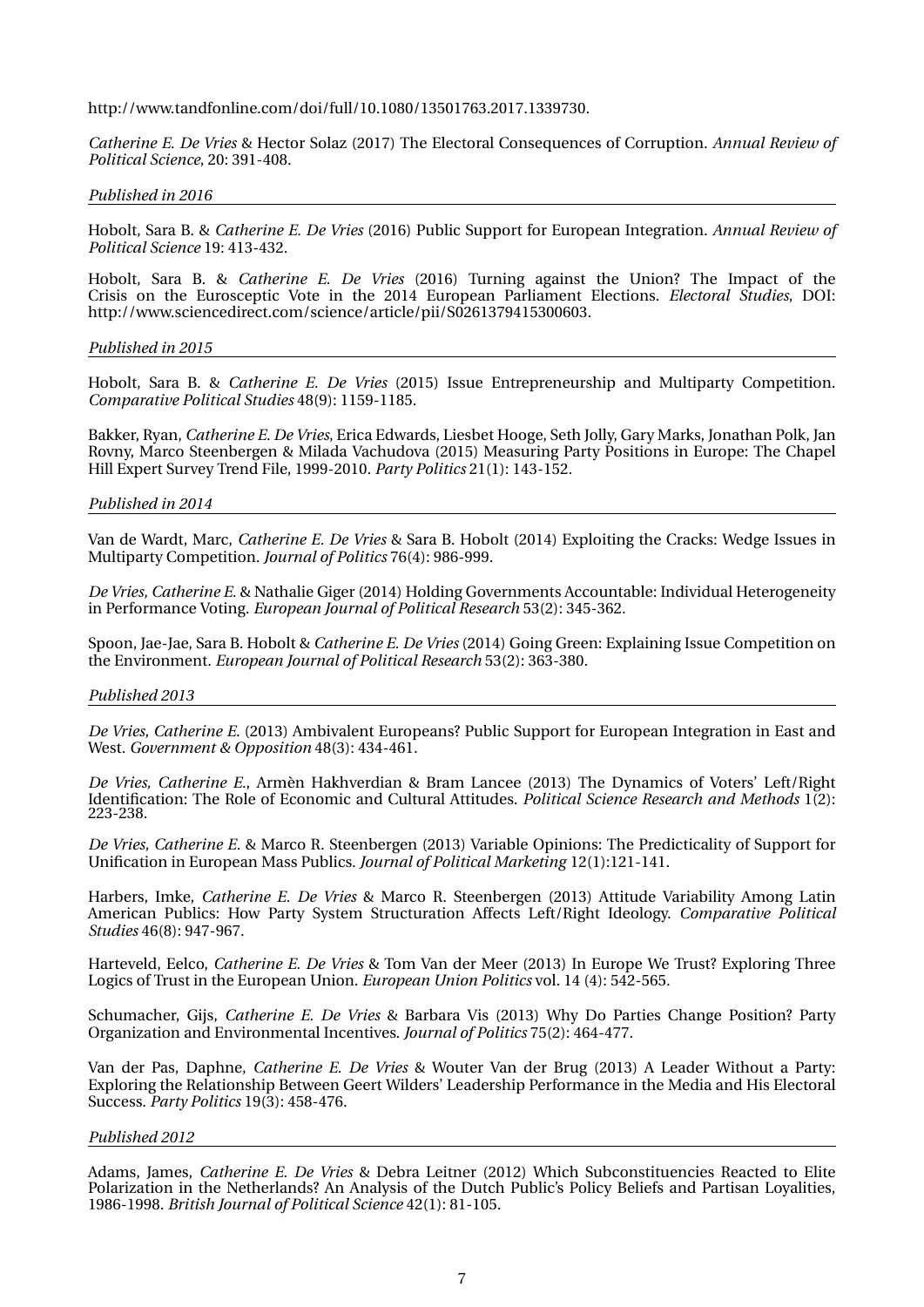http://www.tandfonline.com/doi/full/10.1080/13501763.2017.1339730.

*Catherine E. De Vries* & Hector Solaz (2017) The Electoral Consequences of Corruption. *Annual Review of Political Science*, 20: 391-408.

*Published in 2016*

Hobolt, Sara B. & *Catherine E. De Vries* (2016) Public Support for European Integration. *Annual Review of Political Science* 19: 413-432.

Hobolt, Sara B. & *Catherine E. De Vries* (2016) Turning against the Union? The Impact of the Crisis on the Eurosceptic Vote in the 2014 European Parliament Elections. *Electoral Studies*, DOI: http://www.sciencedirect.com/science/article/pii/S0261379415300603.

*Published in 2015*

Hobolt, Sara B. & *Catherine E. De Vries* (2015) Issue Entrepreneurship and Multiparty Competition. *Comparative Political Studies* 48(9): 1159-1185.

Bakker, Ryan, *Catherine E. De Vries*, Erica Edwards, Liesbet Hooge, Seth Jolly, Gary Marks, Jonathan Polk, Jan Rovny, Marco Steenbergen & Milada Vachudova (2015) Measuring Party Positions in Europe: The Chapel Hill Expert Survey Trend File, 1999-2010. *Party Politics* 21(1): 143-152.

*Published in 2014*

Van de Wardt, Marc, *Catherine E. De Vries* & Sara B. Hobolt (2014) Exploiting the Cracks: Wedge Issues in Multiparty Competition. *Journal of Politics* 76(4): 986-999.

*De Vries, Catherine E.* & Nathalie Giger (2014) Holding Governments Accountable: Individual Heterogeneity in Performance Voting. *European Journal of Political Research* 53(2): 345-362.

Spoon, Jae-Jae, Sara B. Hobolt & *Catherine E. De Vries* (2014) Going Green: Explaining Issue Competition on the Environment. *European Journal of Political Research* 53(2): 363-380.

*Published 2013*

*De Vries, Catherine E.* (2013) Ambivalent Europeans? Public Support for European Integration in East and West. *Government & Opposition* 48(3): 434-461.

*De Vries, Catherine E.*, Armèn Hakhverdian & Bram Lancee (2013) The Dynamics of Voters' Left/Right Identification: The Role of Economic and Cultural Attitudes. *Political Science Research and Methods* 1(2): 223-238.

*De Vries, Catherine E.* & Marco R. Steenbergen (2013) Variable Opinions: The Predicticality of Support for Unification in European Mass Publics. *Journal of Political Marketing* 12(1):121-141.

Harbers, Imke, *Catherine E. De Vries* & Marco R. Steenbergen (2013) Attitude Variability Among Latin American Publics: How Party System Structuration Affects Left/Right Ideology. *Comparative Political Studies* 46(8): 947-967.

Harteveld, Eelco, *Catherine E. De Vries* & Tom Van der Meer (2013) In Europe We Trust? Exploring Three Logics of Trust in the European Union. *European Union Politics* vol. 14 (4): 542-565.

Schumacher, Gijs, *Catherine E. De Vries* & Barbara Vis (2013) Why Do Parties Change Position? Party Organization and Environmental Incentives. *Journal of Politics* 75(2): 464-477.

Van der Pas, Daphne, *Catherine E. De Vries* & Wouter Van der Brug (2013) A Leader Without a Party: Exploring the Relationship Between Geert Wilders' Leadership Performance in the Media and His Electoral Success. *Party Politics* 19(3): 458-476.

*Published 2012*

Adams, James, *Catherine E. De Vries* & Debra Leitner (2012) Which Subconstituencies Reacted to Elite Polarization in the Netherlands? An Analysis of the Dutch Public's Policy Beliefs and Partisan Loyalities, 1986-1998. *British Journal of Political Science* 42(1): 81-105.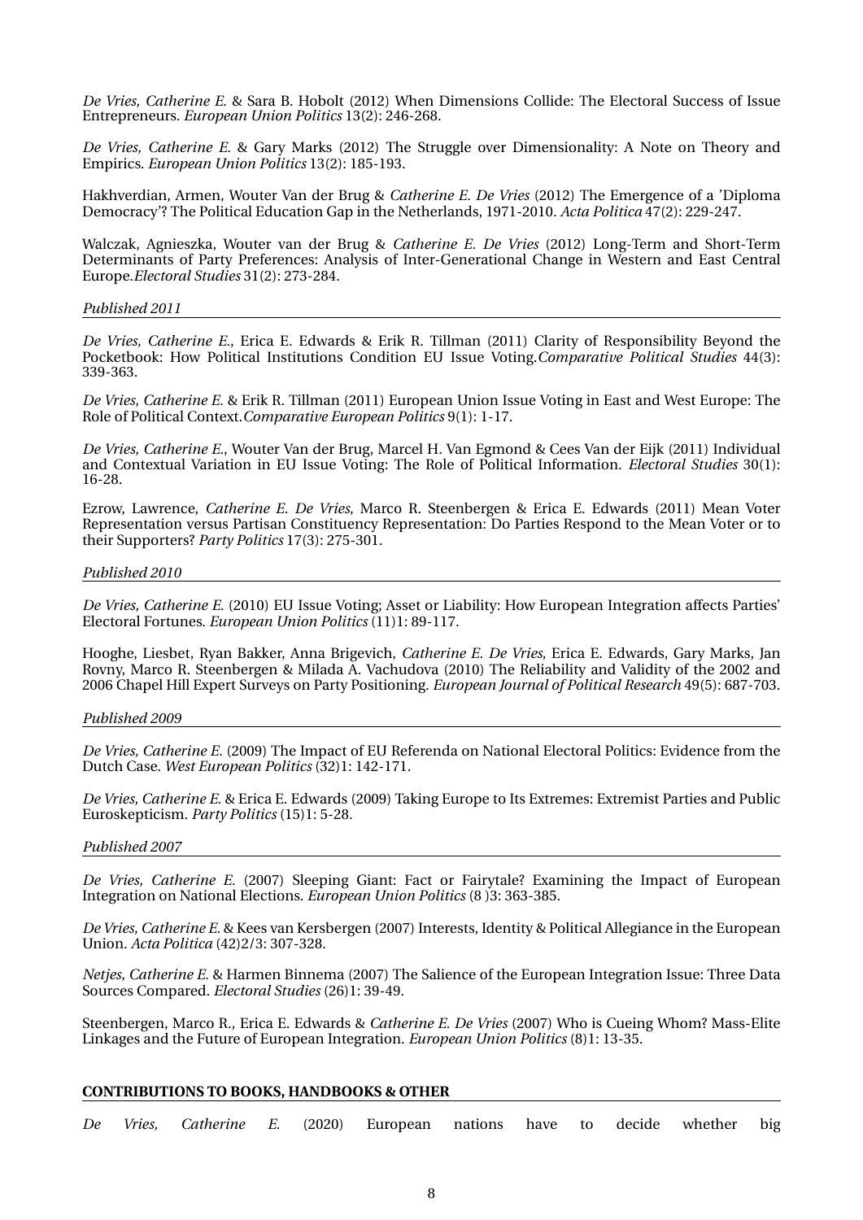*De Vries, Catherine E.* & Sara B. Hobolt (2012) When Dimensions Collide: The Electoral Success of Issue Entrepreneurs. *European Union Politics* 13(2): 246-268.

*De Vries, Catherine E.* & Gary Marks (2012) The Struggle over Dimensionality: A Note on Theory and Empirics. *European Union Politics* 13(2): 185-193.

Hakhverdian, Armen, Wouter Van der Brug & *Catherine E. De Vries* (2012) The Emergence of a 'Diploma Democracy'? The Political Education Gap in the Netherlands, 1971-2010. *Acta Politica* 47(2): 229-247.

Walczak, Agnieszka, Wouter van der Brug & *Catherine E. De Vries* (2012) Long-Term and Short-Term Determinants of Party Preferences: Analysis of Inter-Generational Change in Western and East Central Europe. *Electoral Studies* 31(2): 273-284.

*Published 2011*

*De Vries, Catherine E.*, Erica E. Edwards & Erik R. Tillman (2011) Clarity of Responsibility Beyond the Pocketbook: How Political Institutions Condition EU Issue Voting. *Comparative Political Studies* 44(3): 339-363.

*De Vries, Catherine E.* & Erik R. Tillman (2011) European Union Issue Voting in East and West Europe: The Role of Political Context. *Comparative European Politics* 9(1): 1-17.

*De Vries, Catherine E.*, Wouter Van der Brug, Marcel H. Van Egmond & Cees Van der Eijk (2011) Individual and Contextual Variation in EU Issue Voting: The Role of Political Information. *Electoral Studies* 30(1): 16-28.

Ezrow, Lawrence, *Catherine E. De Vries*, Marco R. Steenbergen & Erica E. Edwards (2011) Mean Voter Representation versus Partisan Constituency Representation: Do Parties Respond to the Mean Voter or to their Supporters? *Party Politics* 17(3): 275-301.

*Published 2010*

*De Vries, Catherine E.* (2010) EU Issue Voting; Asset or Liability: How European Integration affects Parties' Electoral Fortunes. *European Union Politics* (11)1: 89-117.

Hooghe, Liesbet, Ryan Bakker, Anna Brigevich, *Catherine E. De Vries*, Erica E. Edwards, Gary Marks, Jan Rovny, Marco R. Steenbergen & Milada A. Vachudova (2010) The Reliability and Validity of the 2002 and 2006 Chapel Hill Expert Surveys on Party Positioning. *European Journal of Political Research* 49(5): 687-703.

*Published 2009*

*De Vries, Catherine E.* (2009) The Impact of EU Referenda on National Electoral Politics: Evidence from the Dutch Case. *West European Politics* (32)1: 142-171.

*De Vries, Catherine E.* & Erica E. Edwards (2009) Taking Europe to Its Extremes: Extremist Parties and Public Euroskepticism. *Party Politics* (15)1: 5-28.

*Published 2007*

*De Vries, Catherine E.* (2007) Sleeping Giant: Fact or Fairytale? Examining the Impact of European Integration on National Elections. *European Union Politics* (8 )3: 363-385.

*De Vries, Catherine E.* & Kees van Kersbergen (2007) Interests, Identity & Political Allegiance in the European Union. *Acta Politica* (42)2/3: 307-328.

*Netjes, Catherine E.* & Harmen Binnema (2007) The Salience of the European Integration Issue: Three Data Sources Compared. *Electoral Studies* (26)1: 39-49.

Steenbergen, Marco R., Erica E. Edwards & *Catherine E. De Vries* (2007) Who is Cueing Whom? Mass-Elite Linkages and the Future of European Integration. *European Union Politics* (8)1: 13-35.

**CONTRIBUTIONS TO BOOKS, HANDBOOKS & OTHER**

*De Vries, Catherine E.* (2020) European nations have to decide whether big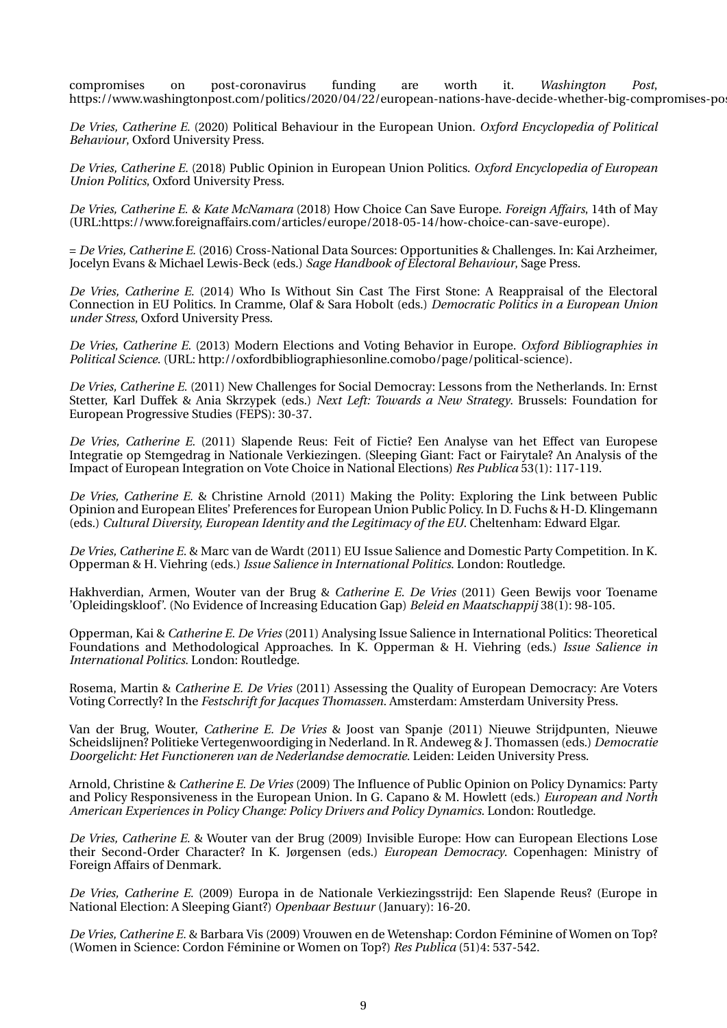compromises on post-coronavirus funding are worth it. *Washington Post*, https://www.washingtonpost.com/politics/2020/04/22/european-nations-have-decide-whether-big-compromises-pos

*De Vries, Catherine E.* (2020) Political Behaviour in the European Union. *Oxford Encyclopedia of Political Behaviour*, Oxford University Press.

*De Vries, Catherine E.* (2018) Public Opinion in European Union Politics. *Oxford Encyclopedia of European Union Politics*, Oxford University Press.

*De Vries, Catherine E. & Kate McNamara* (2018) How Choice Can Save Europe. *Foreign Affairs*, 14th of May (URL:https://www.foreignaffairs.com/articles/europe/2018-05-14/how-choice-can-save-europe).

= *De Vries, Catherine E.* (2016) Cross-National Data Sources: Opportunities & Challenges. In: Kai Arzheimer, Jocelyn Evans & Michael Lewis-Beck (eds.) *Sage Handbook of Electoral Behaviour*, Sage Press.

*De Vries, Catherine E.* (2014) Who Is Without Sin Cast The First Stone: A Reappraisal of the Electoral Connection in EU Politics. In Cramme, Olaf & Sara Hobolt (eds.) *Democratic Politics in a European Union under Stress*, Oxford University Press.

*De Vries, Catherine E.* (2013) Modern Elections and Voting Behavior in Europe. *Oxford Bibliographies in Political Science*. (URL: http://oxfordbibliographiesonline.comobo/page/political-science).

*De Vries, Catherine E.* (2011) New Challenges for Social Democray: Lessons from the Netherlands. In: Ernst Stetter, Karl Duffek & Ania Skrzypek (eds.) *Next Left: Towards a New Strategy*. Brussels: Foundation for European Progressive Studies (FEPS): 30-37.

*De Vries, Catherine E.* (2011) Slapende Reus: Feit of Fictie? Een Analyse van het Effect van Europese Integratie op Stemgedrag in Nationale Verkiezingen. (Sleeping Giant: Fact or Fairytale? An Analysis of the Impact of European Integration on Vote Choice in National Elections) *Res Publica* 53(1): 117-119.

*De Vries, Catherine E.* & Christine Arnold (2011) Making the Polity: Exploring the Link between Public Opinion and European Elites' Preferences for European Union Public Policy. In D. Fuchs & H-D. Klingemann (eds.) *Cultural Diversity, European Identity and the Legitimacy of the EU*. Cheltenham: Edward Elgar.

*De Vries, Catherine E.* & Marc van de Wardt (2011) EU Issue Salience and Domestic Party Competition. In K. Opperman & H. Viehring (eds.) *Issue Salience in International Politics*. London: Routledge.

Hakhverdian, Armen, Wouter van der Brug & *Catherine E. De Vries* (2011) Geen Bewijs voor Toename 'Opleidingskloof'. (No Evidence of Increasing Education Gap) *Beleid en Maatschappij* 38(1): 98-105.

Opperman, Kai & *Catherine E. De Vries* (2011) Analysing Issue Salience in International Politics: Theoretical Foundations and Methodological Approaches. In K. Opperman & H. Viehring (eds.) *Issue Salience in International Politics*. London: Routledge.

Rosema, Martin & *Catherine E. De Vries* (2011) Assessing the Quality of European Democracy: Are Voters Voting Correctly? In the *Festschrift for Jacques Thomassen*. Amsterdam: Amsterdam University Press.

Van der Brug, Wouter, *Catherine E. De Vries* & Joost van Spanje (2011) Nieuwe Strijdpunten, Nieuwe Scheidslijnen? Politieke Vertegenwoordiging in Nederland. In R. Andeweg & J. Thomassen (eds.) *Democratie Doorgelicht: Het Functioneren van de Nederlandse democratie*. Leiden: Leiden University Press.

Arnold, Christine & *Catherine E. De Vries* (2009) The Influence of Public Opinion on Policy Dynamics: Party and Policy Responsiveness in the European Union. In G. Capano & M. Howlett (eds.) *European and North American Experiences in Policy Change: Policy Drivers and Policy Dynamics*. London: Routledge.

*De Vries, Catherine E.* & Wouter van der Brug (2009) Invisible Europe: How can European Elections Lose their Second-Order Character? In K. Jørgensen (eds.) *European Democracy*. Copenhagen: Ministry of Foreign Affairs of Denmark.

*De Vries, Catherine E.* (2009) Europa in de Nationale Verkiezingsstrijd: Een Slapende Reus? (Europe in National Election: A Sleeping Giant?) *Openbaar Bestuur* (January): 16-20.

*De Vries, Catherine E.* & Barbara Vis (2009) Vrouwen en de Wetenshap: Cordon Féminine of Women on Top? (Women in Science: Cordon Féminine or Women on Top?) *Res Publica* (51)4: 537-542.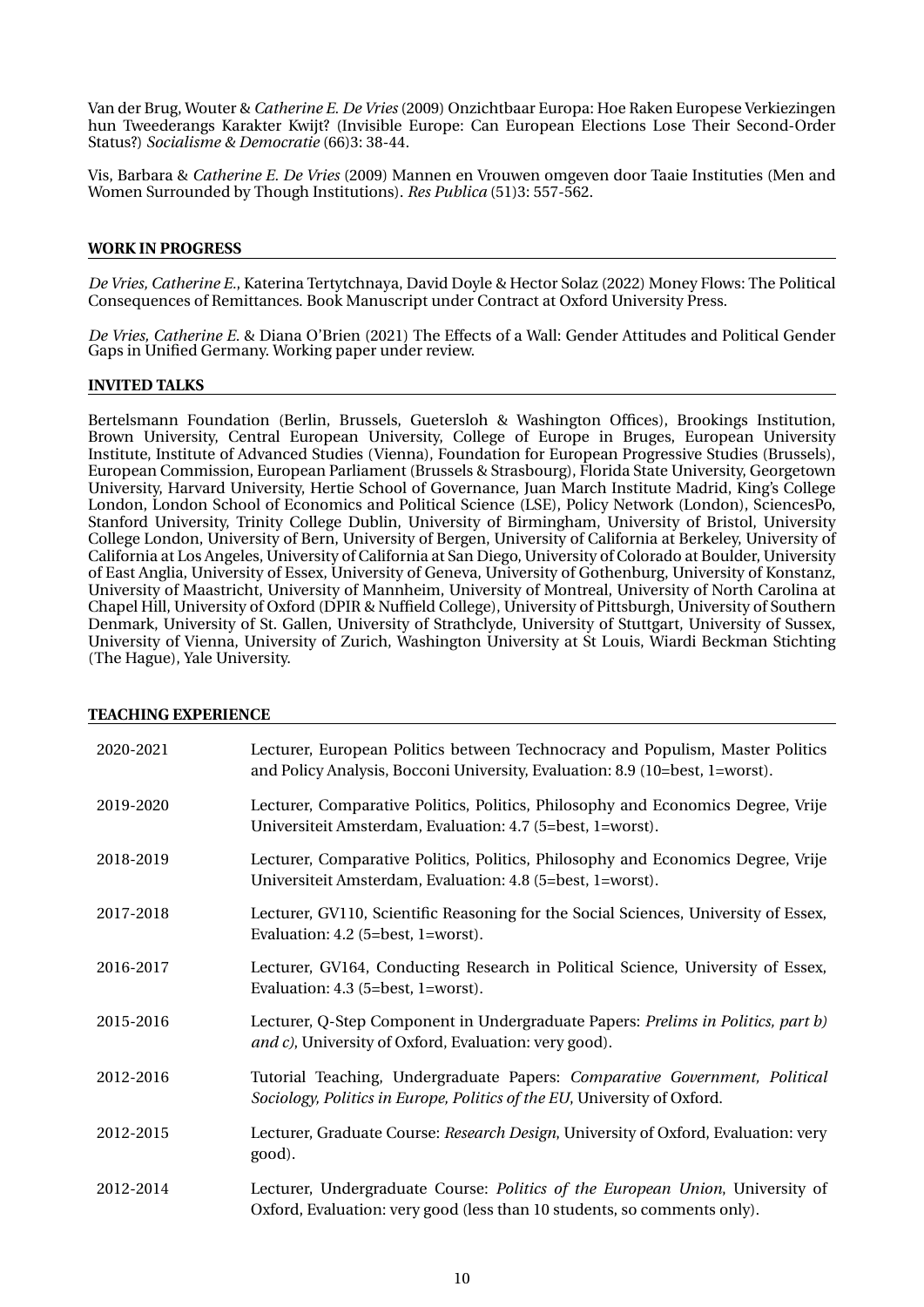Van der Brug, Wouter & *Catherine E. De Vries* (2009) Onzichtbaar Europa: Hoe Raken Europese Verkiezingen hun Tweederangs Karakter Kwijt? (Invisible Europe: Can European Elections Lose Their Second-Order Status?) *Socialisme & Democratie* (66)3: 38-44.

Vis, Barbara & *Catherine E. De Vries* (2009) Mannen en Vrouwen omgeven door Taaie Instituties (Men and Women Surrounded by Though Institutions). *Res Publica* (51)3: 557-562.

## WORK IN PROGRESS

*De Vries, Catherine E.*, Katerina Tertytchnaya, David Doyle & Hector Solaz (2022) Money Flows: The Political Consequences of Remittances. Book Manuscript under Contract at Oxford University Press.

*De Vries, Catherine E.* & Diana O'Brien (2021) The Effects of a Wall: Gender Attitudes and Political Gender Gaps in Unified Germany. Working paper under review.

## INVITED TALKS

Bertelsmann Foundation (Berlin, Brussels, Guetersloh & Washington Offices), Brookings Institution, Brown University, Central European University, College of Europe in Bruges, European University Institute, Institute of Advanced Studies (Vienna), Foundation for European Progressive Studies (Brussels), European Commission, European Parliament (Brussels & Strasbourg), Florida State University, Georgetown University, Harvard University, Hertie School of Governance, Juan March Institute Madrid, King's College London, London School of Economics and Political Science (LSE), Policy Network (London), SciencesPo, Stanford University, Trinity College Dublin, University of Birmingham, University of Bristol, University College London, University of Bern, University of Bergen, University of California at Berkeley, University of California at Los Angeles, University of California at San Diego, University of Colorado at Boulder, University of East Anglia, University of Essex, University of Geneva, University of Gothenburg, University of Konstanz, University of Maastricht, University of Mannheim, University of Montreal, University of North Carolina at Chapel Hill, University of Oxford (DPIR & Nuffield College), University of Pittsburgh, University of Southern Denmark, University of St. Gallen, University of Strathclyde, University of Stuttgart, University of Sussex, University of Vienna, University of Zurich, Washington University at St Louis, Wiardi Beckman Stichting (The Hague), Yale University.

## TEACHING EXPERIENCE

| | |
|---|---|
| 2020-2021 | Lecturer, European Politics between Technocracy and Populism, Master Politics and Policy Analysis, Bocconi University, Evaluation: 8.9 (10=best, 1=worst). |
| 2019-2020 | Lecturer, Comparative Politics, Politics, Philosophy and Economics Degree, Vrije Universiteit Amsterdam, Evaluation: 4.7 (5=best, 1=worst). |
| 2018-2019 | Lecturer, Comparative Politics, Politics, Philosophy and Economics Degree, Vrije Universiteit Amsterdam, Evaluation: 4.8 (5=best, 1=worst). |
| 2017-2018 | Lecturer, GV110, Scientific Reasoning for the Social Sciences, University of Essex, Evaluation: 4.2 (5=best, 1=worst). |
| 2016-2017 | Lecturer, GV164, Conducting Research in Political Science, University of Essex, Evaluation: 4.3 (5=best, 1=worst). |
| 2015-2016 | Lecturer, Q-Step Component in Undergraduate Papers: *Prelims in Politics, part b) and c)*, University of Oxford, Evaluation: very good). |
| 2012-2016 | Tutorial Teaching, Undergraduate Papers: *Comparative Government, Political Sociology, Politics in Europe, Politics of the EU*, University of Oxford. |
| 2012-2015 | Lecturer, Graduate Course: *Research Design*, University of Oxford, Evaluation: very good). |
| 2012-2014 | Lecturer, Undergraduate Course: *Politics of the European Union*, University of Oxford, Evaluation: very good (less than 10 students, so comments only). |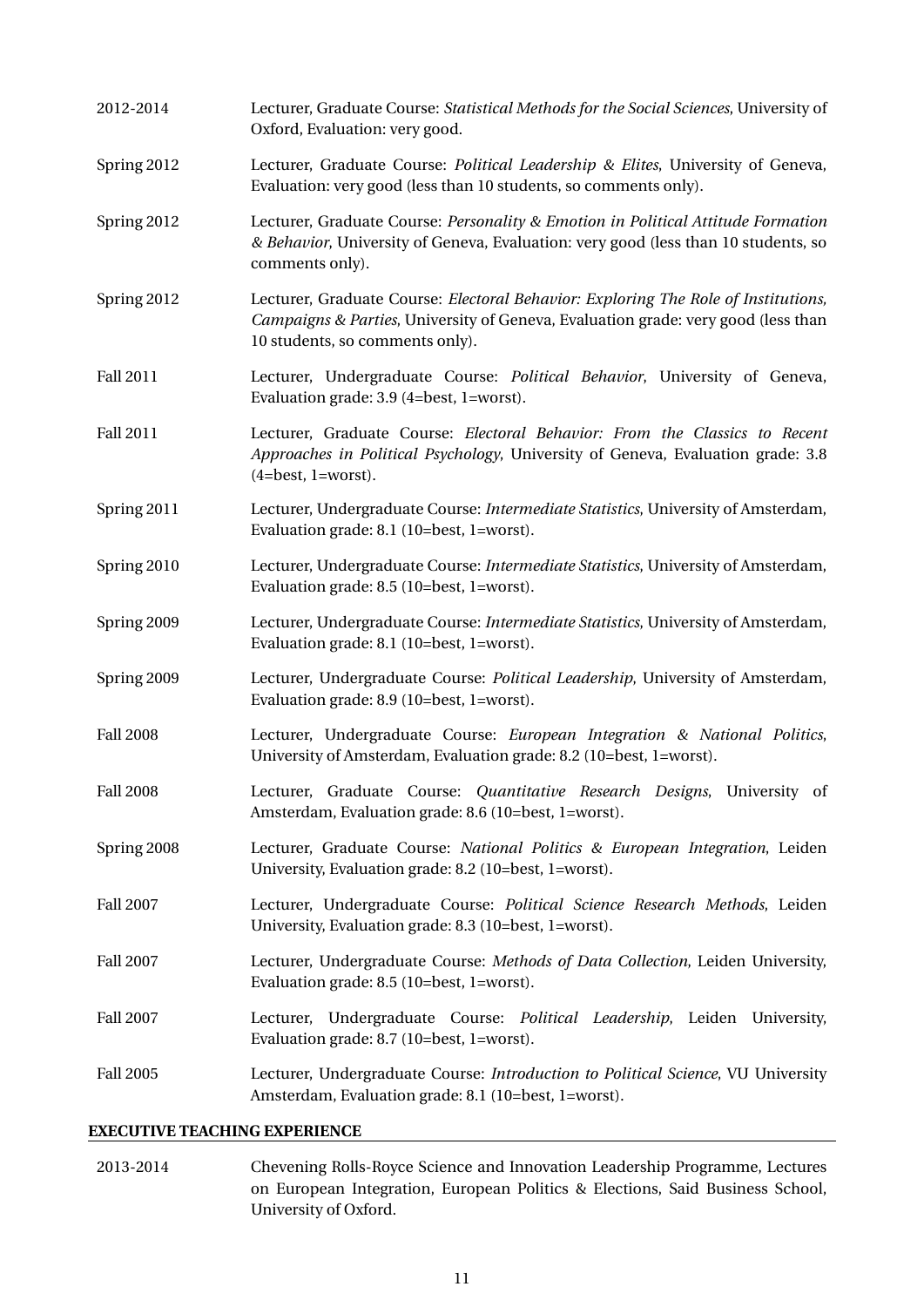2012-2014 Lecturer, Graduate Course: *Statistical Methods for the Social Sciences*, University of Oxford, Evaluation: very good.

Spring 2012 Lecturer, Graduate Course: *Political Leadership & Elites*, University of Geneva, Evaluation: very good (less than 10 students, so comments only).

Spring 2012 Lecturer, Graduate Course: *Personality & Emotion in Political Attitude Formation & Behavior*, University of Geneva, Evaluation: very good (less than 10 students, so comments only).

Spring 2012 Lecturer, Graduate Course: *Electoral Behavior: Exploring The Role of Institutions, Campaigns & Parties*, University of Geneva, Evaluation grade: very good (less than 10 students, so comments only).

Fall 2011 Lecturer, Undergraduate Course: *Political Behavior*, University of Geneva, Evaluation grade: 3.9 (4=best, 1=worst).

Fall 2011 Lecturer, Graduate Course: *Electoral Behavior: From the Classics to Recent Approaches in Political Psychology*, University of Geneva, Evaluation grade: 3.8 (4=best, 1=worst).

Spring 2011 Lecturer, Undergraduate Course: *Intermediate Statistics*, University of Amsterdam, Evaluation grade: 8.1 (10=best, 1=worst).

Spring 2010 Lecturer, Undergraduate Course: *Intermediate Statistics*, University of Amsterdam, Evaluation grade: 8.5 (10=best, 1=worst).

Spring 2009 Lecturer, Undergraduate Course: *Intermediate Statistics*, University of Amsterdam, Evaluation grade: 8.1 (10=best, 1=worst).

Spring 2009 Lecturer, Undergraduate Course: *Political Leadership*, University of Amsterdam, Evaluation grade: 8.9 (10=best, 1=worst).

Fall 2008 Lecturer, Undergraduate Course: *European Integration & National Politics*, University of Amsterdam, Evaluation grade: 8.2 (10=best, 1=worst).

Fall 2008 Lecturer, Graduate Course: *Quantitative Research Designs*, University of Amsterdam, Evaluation grade: 8.6 (10=best, 1=worst).

Spring 2008 Lecturer, Graduate Course: *National Politics & European Integration*, Leiden University, Evaluation grade: 8.2 (10=best, 1=worst).

Fall 2007 Lecturer, Undergraduate Course: *Political Science Research Methods*, Leiden University, Evaluation grade: 8.3 (10=best, 1=worst).

Fall 2007 Lecturer, Undergraduate Course: *Methods of Data Collection*, Leiden University, Evaluation grade: 8.5 (10=best, 1=worst).

Fall 2007 Lecturer, Undergraduate Course: *Political Leadership*, Leiden University, Evaluation grade: 8.7 (10=best, 1=worst).

Fall 2005 Lecturer, Undergraduate Course: *Introduction to Political Science*, VU University Amsterdam, Evaluation grade: 8.1 (10=best, 1=worst).

## EXECUTIVE TEACHING EXPERIENCE

2013-2014 Chevening Rolls-Royce Science and Innovation Leadership Programme, Lectures on European Integration, European Politics & Elections, Said Business School, University of Oxford.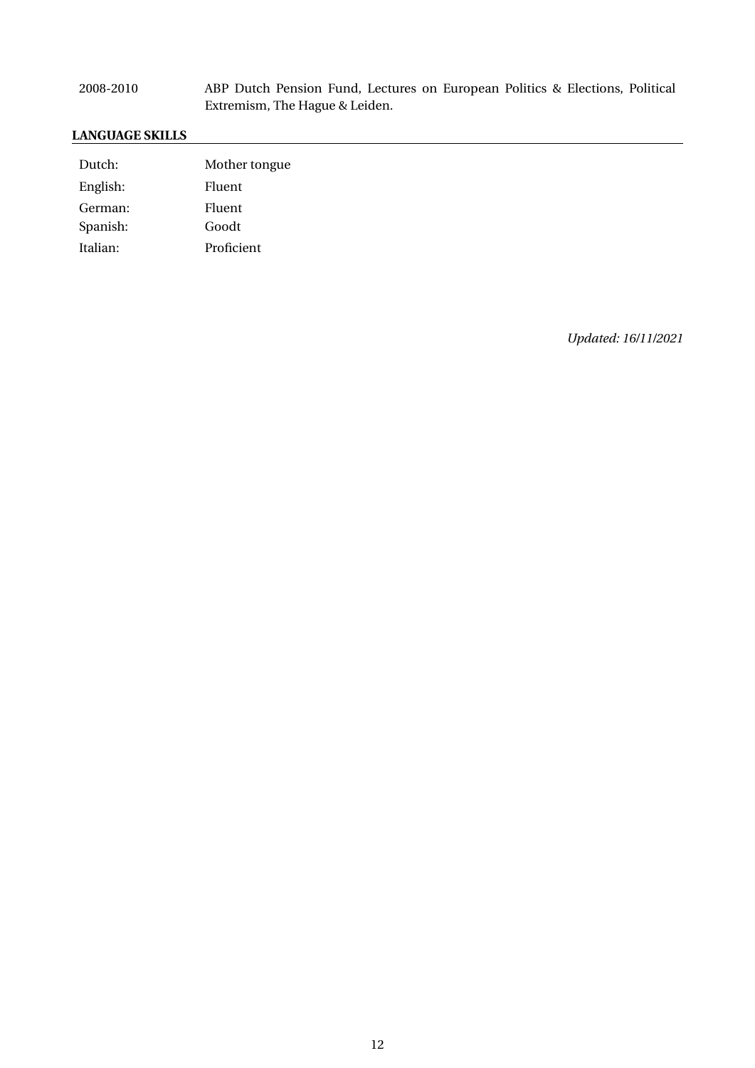| | |
|---|---|
| 2008-2010 | ABP Dutch Pension Fund, Lectures on European Politics & Elections, Political Extremism, The Hague & Leiden. |

**LANGUAGE SKILLS**

| | |
|---|---|
| Dutch: | Mother tongue |
| English: | Fluent |
| German: | Fluent |
| Spanish: | Goodt |
| Italian: | Proficient |

*Updated: 16/11/2021*